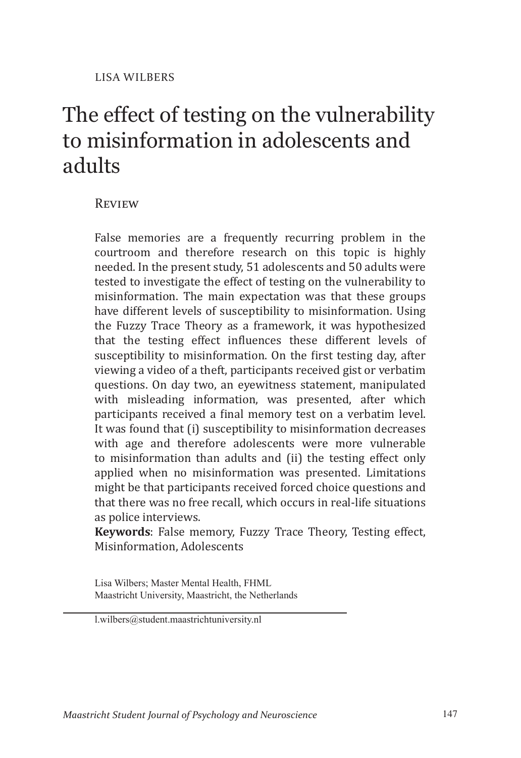LISA WILBERS

# The effect of testing on the vulnerability to misinformation in adolescents and adults

## Review

False memories are a frequently recurring problem in the courtroom and therefore research on this topic is highly needed. In the present study, 51 adolescents and 50 adults were tested to investigate the effect of testing on the vulnerability to misinformation. The main expectation was that these groups have different levels of susceptibility to misinformation. Using the Fuzzy Trace Theory as a framework, it was hypothesized that the testing effect influences these different levels of susceptibility to misinformation. On the first testing day, after viewing a video of a theft, participants received gist or verbatim questions. On day two, an eyewitness statement, manipulated with misleading information, was presented, after which participants received a final memory test on a verbatim level. It was found that (i) susceptibility to misinformation decreases with age and therefore adolescents were more vulnerable to misinformation than adults and (ii) the testing effect only applied when no misinformation was presented. Limitations might be that participants received forced choice questions and that there was no free recall, which occurs in real-life situations as police interviews.

**Keywords**: False memory, Fuzzy Trace Theory, Testing effect, Misinformation, Adolescents

Lisa Wilbers; Master Mental Health, FHML
Maastricht University, Maastricht, the Netherlands

l.wilbers@student.maastrichtuniversity.nl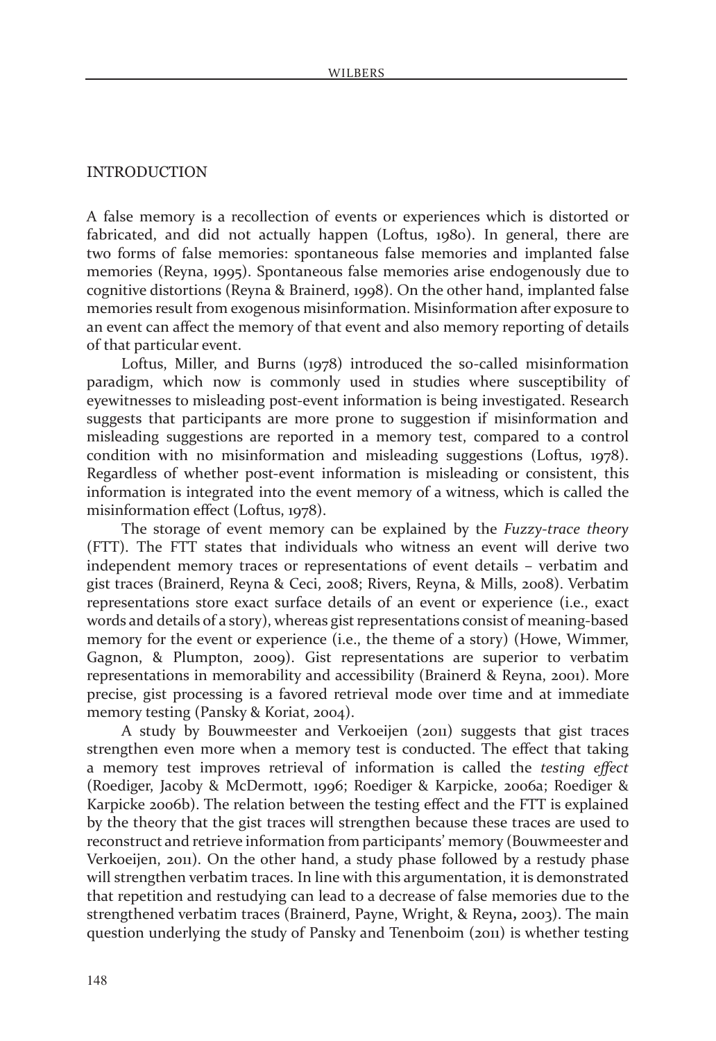## INTRODUCTION

A false memory is a recollection of events or experiences which is distorted or fabricated, and did not actually happen (Loftus, 1980). In general, there are two forms of false memories: spontaneous false memories and implanted false memories (Reyna, 1995). Spontaneous false memories arise endogenously due to cognitive distortions (Reyna & Brainerd, 1998). On the other hand, implanted false memories result from exogenous misinformation. Misinformation after exposure to an event can affect the memory of that event and also memory reporting of details of that particular event.

Loftus, Miller, and Burns (1978) introduced the so-called misinformation paradigm, which now is commonly used in studies where susceptibility of eyewitnesses to misleading post-event information is being investigated. Research suggests that participants are more prone to suggestion if misinformation and misleading suggestions are reported in a memory test, compared to a control condition with no misinformation and misleading suggestions (Loftus, 1978). Regardless of whether post-event information is misleading or consistent, this information is integrated into the event memory of a witness, which is called the misinformation effect (Loftus, 1978).

The storage of event memory can be explained by the *Fuzzy-trace theory* (FTT). The FTT states that individuals who witness an event will derive two independent memory traces or representations of event details – verbatim and gist traces (Brainerd, Reyna & Ceci, 2008; Rivers, Reyna, & Mills, 2008). Verbatim representations store exact surface details of an event or experience (i.e., exact words and details of a story), whereas gist representations consist of meaning-based memory for the event or experience (i.e., the theme of a story) (Howe, Wimmer, Gagnon, & Plumpton, 2009). Gist representations are superior to verbatim representations in memorability and accessibility (Brainerd & Reyna, 2001). More precise, gist processing is a favored retrieval mode over time and at immediate memory testing (Pansky & Koriat, 2004).

A study by Bouwmeester and Verkoeijen (2011) suggests that gist traces strengthen even more when a memory test is conducted. The effect that taking a memory test improves retrieval of information is called the *testing effect* (Roediger, Jacoby & McDermott, 1996; Roediger & Karpicke, 2006a; Roediger & Karpicke 2006b). The relation between the testing effect and the FTT is explained by the theory that the gist traces will strengthen because these traces are used to reconstruct and retrieve information from participants' memory (Bouwmeester and Verkoeijen, 2011). On the other hand, a study phase followed by a restudy phase will strengthen verbatim traces. In line with this argumentation, it is demonstrated that repetition and restudying can lead to a decrease of false memories due to the strengthened verbatim traces (Brainerd, Payne, Wright, & Reyna, 2003). The main question underlying the study of Pansky and Tenenboim (2011) is whether testing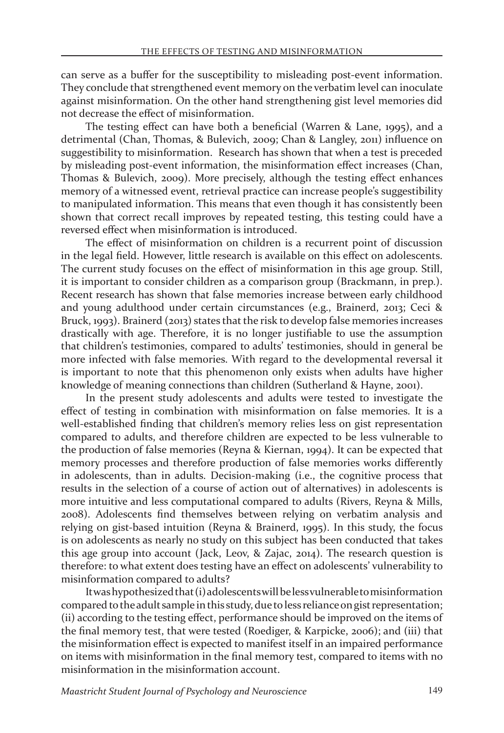can serve as a buffer for the susceptibility to misleading post-event information. They conclude that strengthened event memory on the verbatim level can inoculate against misinformation. On the other hand strengthening gist level memories did not decrease the effect of misinformation.

The testing effect can have both a beneficial (Warren & Lane, 1995), and a detrimental (Chan, Thomas, & Bulevich, 2009; Chan & Langley, 2011) influence on suggestibility to misinformation. Research has shown that when a test is preceded by misleading post-event information, the misinformation effect increases (Chan, Thomas & Bulevich, 2009). More precisely, although the testing effect enhances memory of a witnessed event, retrieval practice can increase people's suggestibility to manipulated information. This means that even though it has consistently been shown that correct recall improves by repeated testing, this testing could have a reversed effect when misinformation is introduced.

The effect of misinformation on children is a recurrent point of discussion in the legal field. However, little research is available on this effect on adolescents. The current study focuses on the effect of misinformation in this age group. Still, it is important to consider children as a comparison group (Brackmann, in prep.). Recent research has shown that false memories increase between early childhood and young adulthood under certain circumstances (e.g., Brainerd, 2013; Ceci & Bruck, 1993). Brainerd (2013) states that the risk to develop false memories increases drastically with age. Therefore, it is no longer justifiable to use the assumption that children's testimonies, compared to adults' testimonies, should in general be more infected with false memories. With regard to the developmental reversal it is important to note that this phenomenon only exists when adults have higher knowledge of meaning connections than children (Sutherland & Hayne, 2001).

In the present study adolescents and adults were tested to investigate the effect of testing in combination with misinformation on false memories. It is a well-established finding that children's memory relies less on gist representation compared to adults, and therefore children are expected to be less vulnerable to the production of false memories (Reyna & Kiernan, 1994). It can be expected that memory processes and therefore production of false memories works differently in adolescents, than in adults. Decision-making (i.e., the cognitive process that results in the selection of a course of action out of alternatives) in adolescents is more intuitive and less computational compared to adults (Rivers, Reyna & Mills, 2008). Adolescents find themselves between relying on verbatim analysis and relying on gist-based intuition (Reyna & Brainerd, 1995). In this study, the focus is on adolescents as nearly no study on this subject has been conducted that takes this age group into account (Jack, Leov, & Zajac, 2014). The research question is therefore: to what extent does testing have an effect on adolescents' vulnerability to misinformation compared to adults?

It was hypothesized that (i) adolescents will be less vulnerable to misinformation compared to the adult sample in this study, due to less reliance on gist representation; (ii) according to the testing effect, performance should be improved on the items of the final memory test, that were tested (Roediger, & Karpicke, 2006); and (iii) that the misinformation effect is expected to manifest itself in an impaired performance on items with misinformation in the final memory test, compared to items with no misinformation in the misinformation account.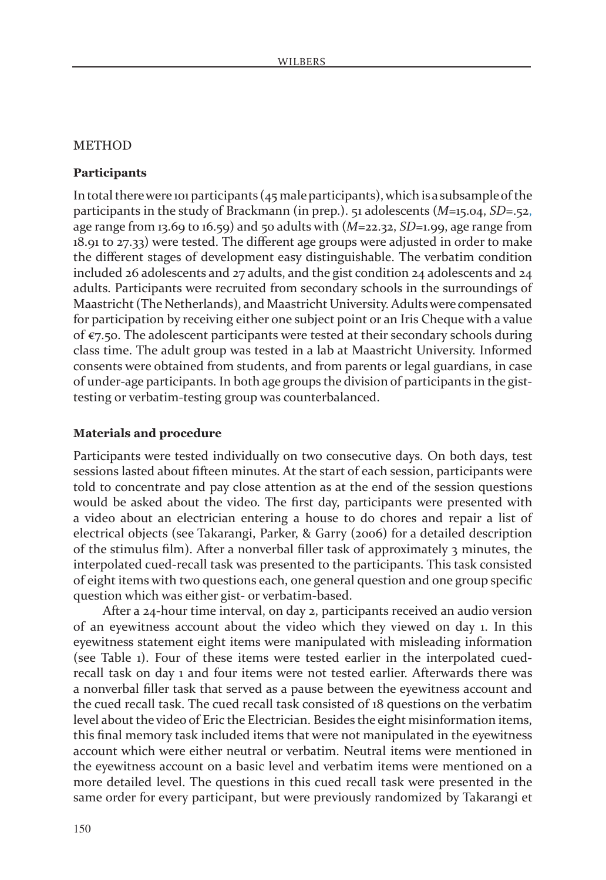## METHOD

### Participants

In total there were 101 participants (45 male participants), which is a subsample of the participants in the study of Brackmann (in prep.). 51 adolescents (*M*=15.04, *SD*=.52, age range from 13.69 to 16.59) and 50 adults with (*M*=22.32, *SD*=1.99, age range from 18.91 to 27.33) were tested. The different age groups were adjusted in order to make the different stages of development easy distinguishable. The verbatim condition included 26 adolescents and 27 adults, and the gist condition 24 adolescents and 24 adults. Participants were recruited from secondary schools in the surroundings of Maastricht (The Netherlands), and Maastricht University. Adults were compensated for participation by receiving either one subject point or an Iris Cheque with a value of €7.50. The adolescent participants were tested at their secondary schools during class time. The adult group was tested in a lab at Maastricht University. Informed consents were obtained from students, and from parents or legal guardians, in case of under-age participants. In both age groups the division of participants in the gist-testing or verbatim-testing group was counterbalanced.

### Materials and procedure

Participants were tested individually on two consecutive days. On both days, test sessions lasted about fifteen minutes. At the start of each session, participants were told to concentrate and pay close attention as at the end of the session questions would be asked about the video. The first day, participants were presented with a video about an electrician entering a house to do chores and repair a list of electrical objects (see Takarangi, Parker, & Garry (2006) for a detailed description of the stimulus film). After a nonverbal filler task of approximately 3 minutes, the interpolated cued-recall task was presented to the participants. This task consisted of eight items with two questions each, one general question and one group specific question which was either gist- or verbatim-based.

After a 24-hour time interval, on day 2, participants received an audio version of an eyewitness account about the video which they viewed on day 1. In this eyewitness statement eight items were manipulated with misleading information (see Table 1). Four of these items were tested earlier in the interpolated cued-recall task on day 1 and four items were not tested earlier. Afterwards there was a nonverbal filler task that served as a pause between the eyewitness account and the cued recall task. The cued recall task consisted of 18 questions on the verbatim level about the video of Eric the Electrician. Besides the eight misinformation items, this final memory task included items that were not manipulated in the eyewitness account which were either neutral or verbatim. Neutral items were mentioned in the eyewitness account on a basic level and verbatim items were mentioned on a more detailed level. The questions in this cued recall task were presented in the same order for every participant, but were previously randomized by Takarangi et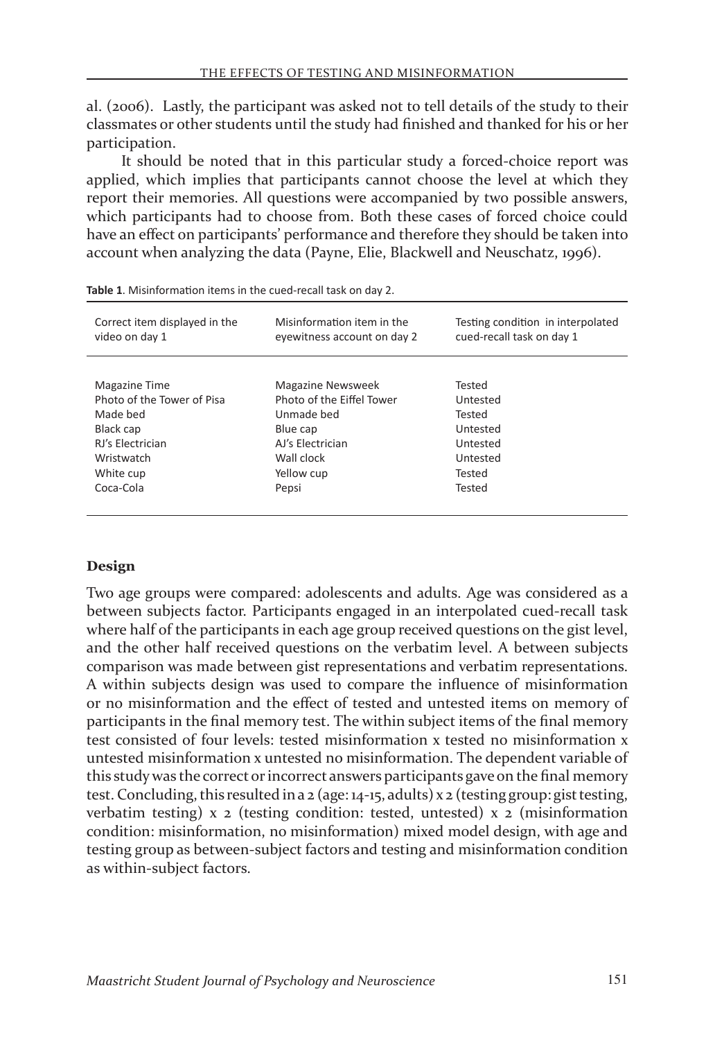al. (2006). Lastly, the participant was asked not to tell details of the study to their classmates or other students until the study had finished and thanked for his or her participation.

It should be noted that in this particular study a forced-choice report was applied, which implies that participants cannot choose the level at which they report their memories. All questions were accompanied by two possible answers, which participants had to choose from. Both these cases of forced choice could have an effect on participants' performance and therefore they should be taken into account when analyzing the data (Payne, Elie, Blackwell and Neuschatz, 1996).

**Table 1**. Misinformation items in the cued-recall task on day 2.

| Correct item displayed in the video on day 1 | Misinformation item in the eyewitness account on day 2 | Testing condition in interpolated cued-recall task on day 1 |
|---|---|---|
| Magazine Time | Magazine Newsweek | Tested |
| Photo of the Tower of Pisa | Photo of the Eiffel Tower | Untested |
| Made bed | Unmade bed | Tested |
| Black cap | Blue cap | Untested |
| RJ's Electrician | AJ's Electrician | Untested |
| Wristwatch | Wall clock | Untested |
| White cup | Yellow cup | Tested |
| Coca-Cola | Pepsi | Tested |

## Design

Two age groups were compared: adolescents and adults. Age was considered as a between subjects factor. Participants engaged in an interpolated cued-recall task where half of the participants in each age group received questions on the gist level, and the other half received questions on the verbatim level. A between subjects comparison was made between gist representations and verbatim representations. A within subjects design was used to compare the influence of misinformation or no misinformation and the effect of tested and untested items on memory of participants in the final memory test. The within subject items of the final memory test consisted of four levels: tested misinformation x tested no misinformation x untested misinformation x untested no misinformation. The dependent variable of this study was the correct or incorrect answers participants gave on the final memory test. Concluding, this resulted in a 2 (age: 14-15, adults) x 2 (testing group: gist testing, verbatim testing) x 2 (testing condition: tested, untested) x 2 (misinformation condition: misinformation, no misinformation) mixed model design, with age and testing group as between-subject factors and testing and misinformation condition as within-subject factors.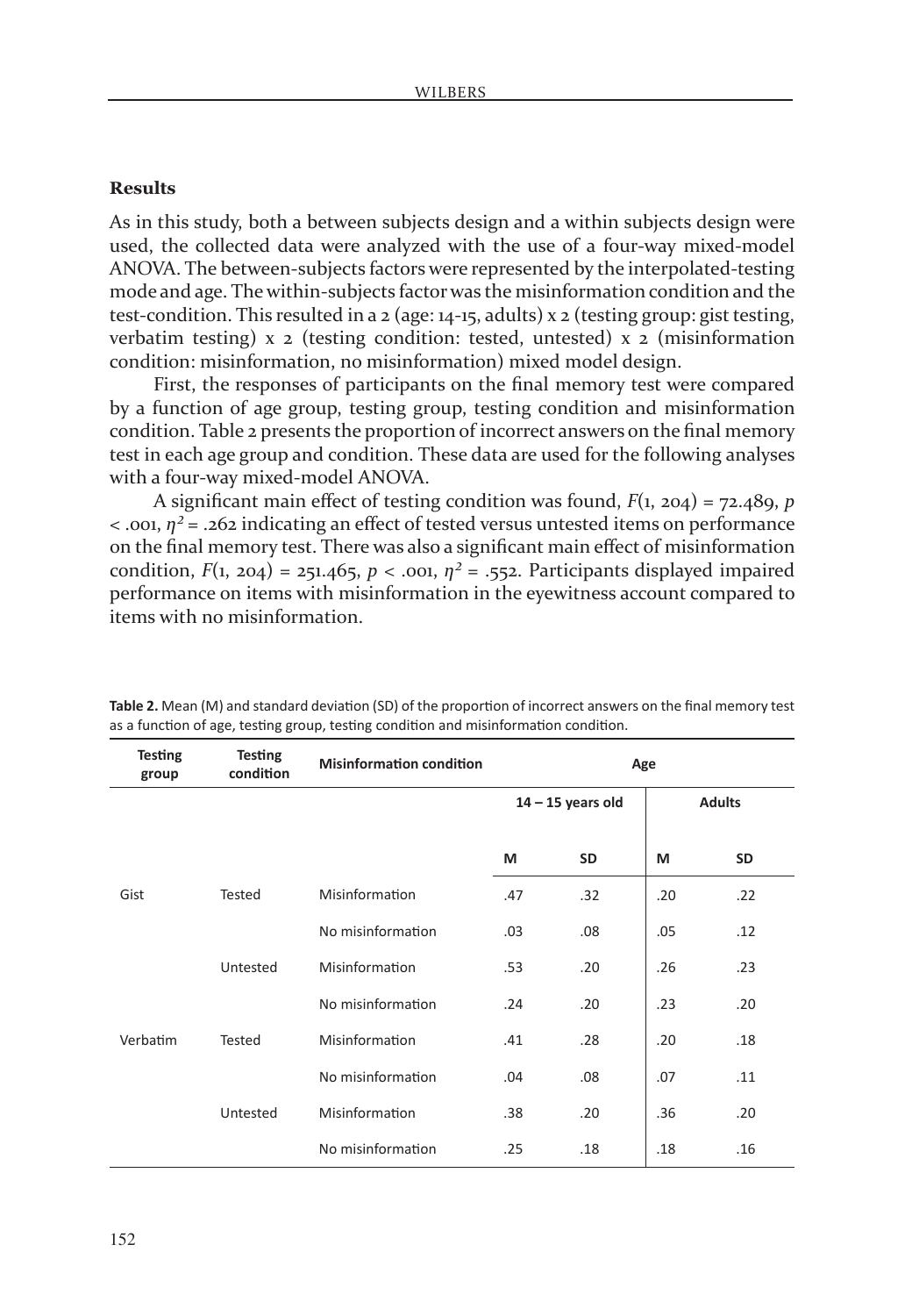### Results

As in this study, both a between subjects design and a within subjects design were used, the collected data were analyzed with the use of a four-way mixed-model ANOVA. The between-subjects factors were represented by the interpolated-testing mode and age. The within-subjects factor was the misinformation condition and the test-condition. This resulted in a 2 (age: 14-15, adults) x 2 (testing group: gist testing, verbatim testing) x 2 (testing condition: tested, untested) x 2 (misinformation condition: misinformation, no misinformation) mixed model design.

First, the responses of participants on the final memory test were compared by a function of age group, testing group, testing condition and misinformation condition. Table 2 presents the proportion of incorrect answers on the final memory test in each age group and condition. These data are used for the following analyses with a four-way mixed-model ANOVA.

A significant main effect of testing condition was found, $F(1, 204) = 72.489$, $p < .001$, $\eta^2 = .262$ indicating an effect of tested versus untested items on performance on the final memory test. There was also a significant main effect of misinformation condition, $F(1, 204) = 251.465$, $p < .001$, $\eta^2 = .552$. Participants displayed impaired performance on items with misinformation in the eyewitness account compared to items with no misinformation.

**Table 2.** Mean (M) and standard deviation (SD) of the proportion of incorrect answers on the final memory test as a function of age, testing group, testing condition and misinformation condition.

| Testing group | Testing condition | Misinformation condition | Age | | | |
|---|---|---|---|---|---|---|
| | | | 14 – 15 years old | | Adults | |
| | | | M | SD | M | SD |
| Gist | Tested | Misinformation | .47 | .32 | .20 | .22 |
| | | No misinformation | .03 | .08 | .05 | .12 |
| | Untested | Misinformation | .53 | .20 | .26 | .23 |
| | | No misinformation | .24 | .20 | .23 | .20 |
| Verbatim | Tested | Misinformation | .41 | .28 | .20 | .18 |
| | | No misinformation | .04 | .08 | .07 | .11 |
| | Untested | Misinformation | .38 | .20 | .36 | .20 |
| | | No misinformation | .25 | .18 | .18 | .16 |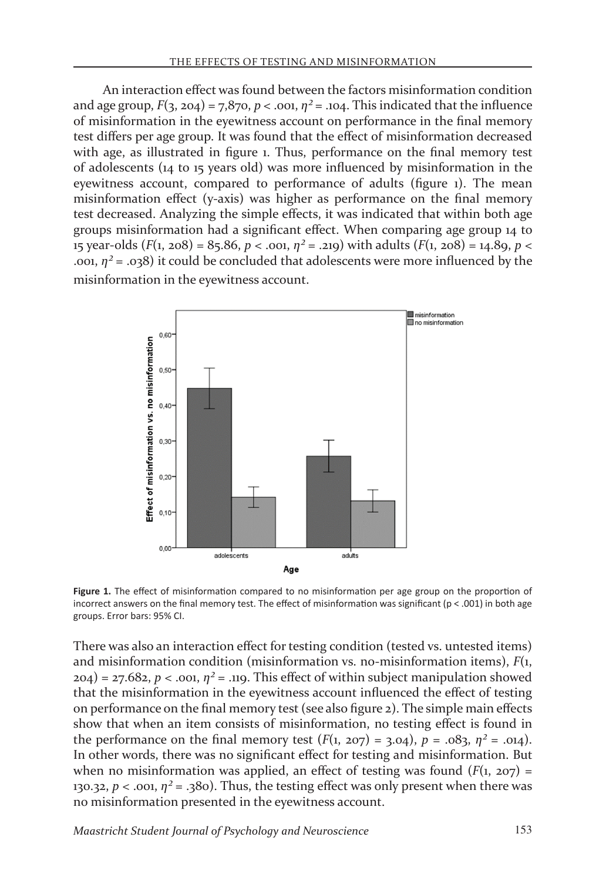An interaction effect was found between the factors misinformation condition and age group, $F(3, 204) = 7{,}870$, $p < .001$, $\eta^2 = .104$. This indicated that the influence of misinformation in the eyewitness account on performance in the final memory test differs per age group. It was found that the effect of misinformation decreased with age, as illustrated in figure 1. Thus, performance on the final memory test of adolescents (14 to 15 years old) was more influenced by misinformation in the eyewitness account, compared to performance of adults (figure 1). The mean misinformation effect (y-axis) was higher as performance on the final memory test decreased. Analyzing the simple effects, it was indicated that within both age groups misinformation had a significant effect. When comparing age group 14 to 15 year-olds ($F(1, 208) = 85.86$, $p < .001$, $\eta^2 = .219$) with adults ($F(1, 208) = 14.89$, $p < .001$, $\eta^2 = .038$) it could be concluded that adolescents were more influenced by the misinformation in the eyewitness account.

**Figure 1.** The effect of misinformation compared to no misinformation per age group on the proportion of incorrect answers on the final memory test. The effect of misinformation was significant (p < .001) in both age groups. Error bars: 95% CI.

There was also an interaction effect for testing condition (tested vs. untested items) and misinformation condition (misinformation vs. no-misinformation items), $F(1, 204) = 27.682$, $p < .001$, $\eta^2 = .119$. This effect of within subject manipulation showed that the misinformation in the eyewitness account influenced the effect of testing on performance on the final memory test (see also figure 2). The simple main effects show that when an item consists of misinformation, no testing effect is found in the performance on the final memory test ($F(1, 207) = 3.04$), $p = .083$, $\eta^2 = .014$). In other words, there was no significant effect for testing and misinformation. But when no misinformation was applied, an effect of testing was found ($F(1, 207) = 130.32$, $p < .001$, $\eta^2 = .380$). Thus, the testing effect was only present when there was no misinformation presented in the eyewitness account.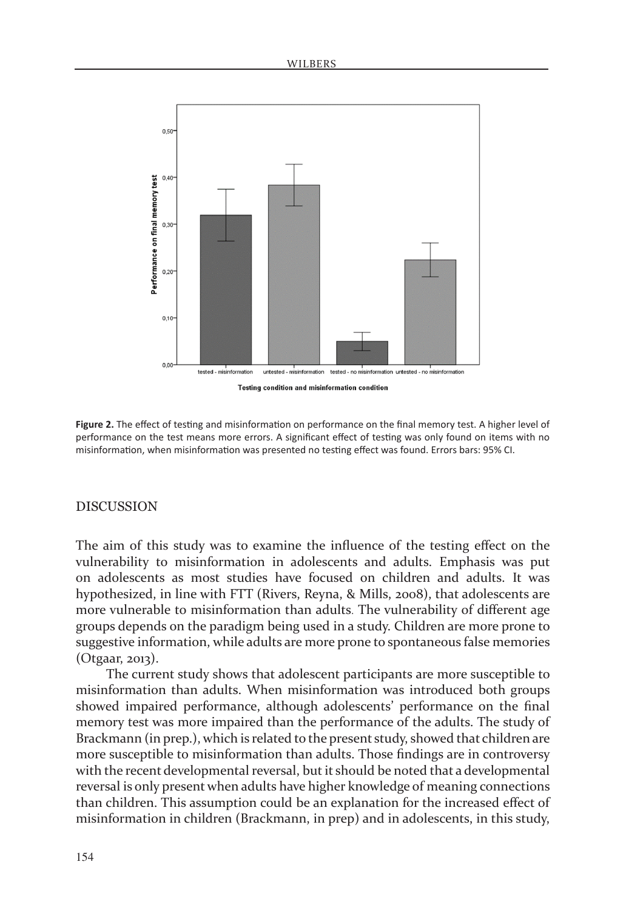**Figure 2.** The effect of testing and misinformation on performance on the final memory test. A higher level of performance on the test means more errors. A significant effect of testing was only found on items with no misinformation, when misinformation was presented no testing effect was found. Errors bars: 95% CI.

## DISCUSSION

The aim of this study was to examine the influence of the testing effect on the vulnerability to misinformation in adolescents and adults. Emphasis was put on adolescents as most studies have focused on children and adults. It was hypothesized, in line with FTT (Rivers, Reyna, & Mills, 2008), that adolescents are more vulnerable to misinformation than adults. The vulnerability of different age groups depends on the paradigm being used in a study. Children are more prone to suggestive information, while adults are more prone to spontaneous false memories (Otgaar, 2013).

The current study shows that adolescent participants are more susceptible to misinformation than adults. When misinformation was introduced both groups showed impaired performance, although adolescents' performance on the final memory test was more impaired than the performance of the adults. The study of Brackmann (in prep.), which is related to the present study, showed that children are more susceptible to misinformation than adults. Those findings are in controversy with the recent developmental reversal, but it should be noted that a developmental reversal is only present when adults have higher knowledge of meaning connections than children. This assumption could be an explanation for the increased effect of misinformation in children (Brackmann, in prep) and in adolescents, in this study,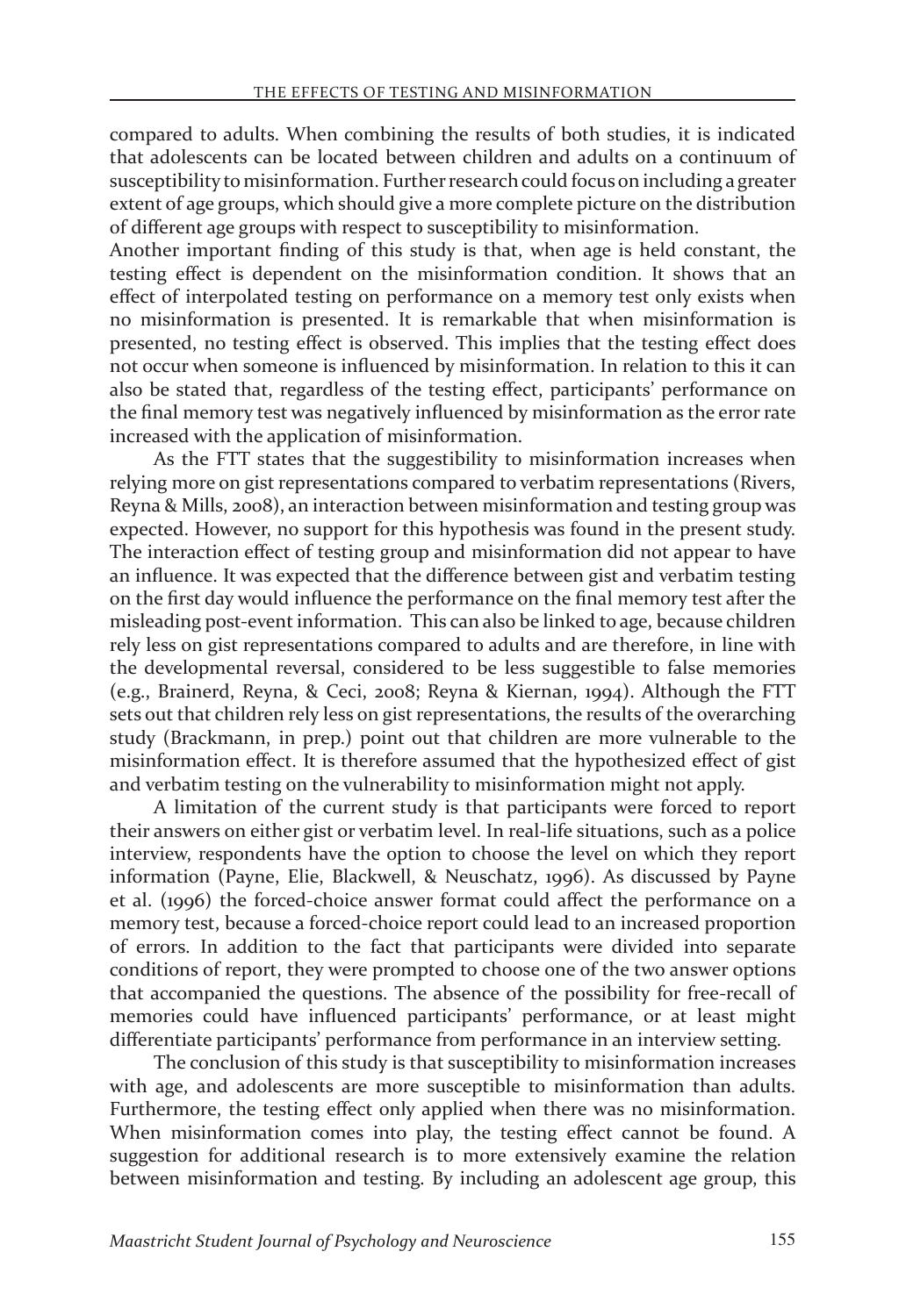compared to adults. When combining the results of both studies, it is indicated that adolescents can be located between children and adults on a continuum of susceptibility to misinformation. Further research could focus on including a greater extent of age groups, which should give a more complete picture on the distribution of different age groups with respect to susceptibility to misinformation.

Another important finding of this study is that, when age is held constant, the testing effect is dependent on the misinformation condition. It shows that an effect of interpolated testing on performance on a memory test only exists when no misinformation is presented. It is remarkable that when misinformation is presented, no testing effect is observed. This implies that the testing effect does not occur when someone is influenced by misinformation. In relation to this it can also be stated that, regardless of the testing effect, participants' performance on the final memory test was negatively influenced by misinformation as the error rate increased with the application of misinformation.

As the FTT states that the suggestibility to misinformation increases when relying more on gist representations compared to verbatim representations (Rivers, Reyna & Mills, 2008), an interaction between misinformation and testing group was expected. However, no support for this hypothesis was found in the present study. The interaction effect of testing group and misinformation did not appear to have an influence. It was expected that the difference between gist and verbatim testing on the first day would influence the performance on the final memory test after the misleading post-event information. This can also be linked to age, because children rely less on gist representations compared to adults and are therefore, in line with the developmental reversal, considered to be less suggestible to false memories (e.g., Brainerd, Reyna, & Ceci, 2008; Reyna & Kiernan, 1994). Although the FTT sets out that children rely less on gist representations, the results of the overarching study (Brackmann, in prep.) point out that children are more vulnerable to the misinformation effect. It is therefore assumed that the hypothesized effect of gist and verbatim testing on the vulnerability to misinformation might not apply.

A limitation of the current study is that participants were forced to report their answers on either gist or verbatim level. In real-life situations, such as a police interview, respondents have the option to choose the level on which they report information (Payne, Elie, Blackwell, & Neuschatz, 1996). As discussed by Payne et al. (1996) the forced-choice answer format could affect the performance on a memory test, because a forced-choice report could lead to an increased proportion of errors. In addition to the fact that participants were divided into separate conditions of report, they were prompted to choose one of the two answer options that accompanied the questions. The absence of the possibility for free-recall of memories could have influenced participants' performance, or at least might differentiate participants' performance from performance in an interview setting.

The conclusion of this study is that susceptibility to misinformation increases with age, and adolescents are more susceptible to misinformation than adults. Furthermore, the testing effect only applied when there was no misinformation. When misinformation comes into play, the testing effect cannot be found. A suggestion for additional research is to more extensively examine the relation between misinformation and testing. By including an adolescent age group, this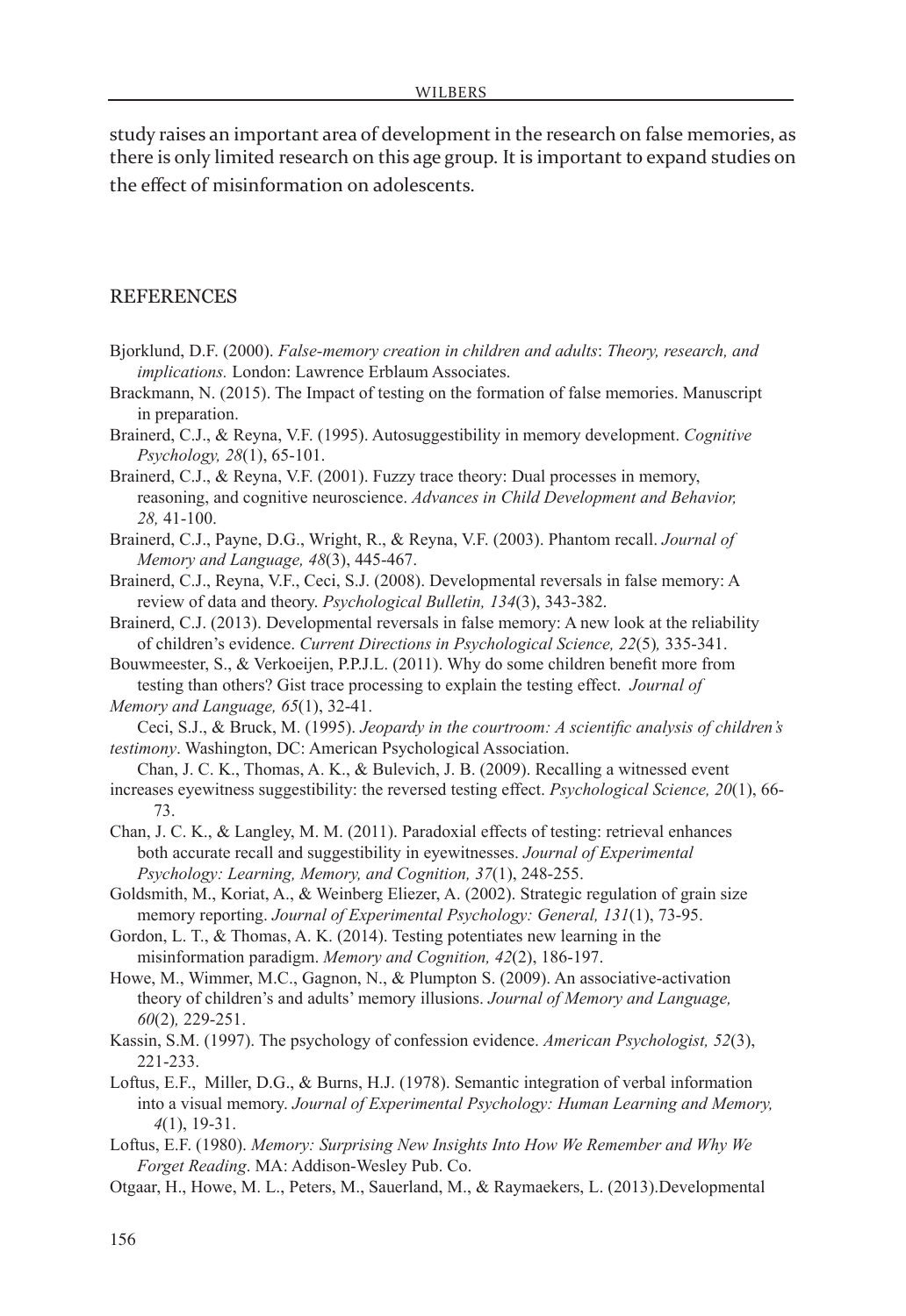study raises an important area of development in the research on false memories, as there is only limited research on this age group. It is important to expand studies on the effect of misinformation on adolescents.

## REFERENCES

Bjorklund, D.F. (2000). *False-memory creation in children and adults*: *Theory, research, and implications.* London: Lawrence Erblaum Associates.

Brackmann, N. (2015). The Impact of testing on the formation of false memories. Manuscript in preparation.

Brainerd, C.J., & Reyna, V.F. (1995). Autosuggestibility in memory development. *Cognitive Psychology, 28*(1), 65-101.

Brainerd, C.J., & Reyna, V.F. (2001). Fuzzy trace theory: Dual processes in memory, reasoning, and cognitive neuroscience. *Advances in Child Development and Behavior, 28,* 41-100.

Brainerd, C.J., Payne, D.G., Wright, R., & Reyna, V.F. (2003). Phantom recall. *Journal of Memory and Language, 48*(3), 445-467.

Brainerd, C.J., Reyna, V.F., Ceci, S.J. (2008). Developmental reversals in false memory: A review of data and theory. *Psychological Bulletin, 134*(3), 343-382.

Brainerd, C.J. (2013). Developmental reversals in false memory: A new look at the reliability of children's evidence. *Current Directions in Psychological Science, 22*(5)*,* 335-341.

Bouwmeester, S., & Verkoeijen, P.P.J.L. (2011). Why do some children benefit more from testing than others? Gist trace processing to explain the testing effect. *Journal of Memory and Language, 65*(1), 32-41.

Ceci, S.J., & Bruck, M. (1995). *Jeopardy in the courtroom: A scientific analysis of children's testimony*. Washington, DC: American Psychological Association.

Chan, J. C. K., Thomas, A. K., & Bulevich, J. B. (2009). Recalling a witnessed event increases eyewitness suggestibility: the reversed testing effect. *Psychological Science, 20*(1), 66-73.

Chan, J. C. K., & Langley, M. M. (2011). Paradoxial effects of testing: retrieval enhances both accurate recall and suggestibility in eyewitnesses. *Journal of Experimental Psychology: Learning, Memory, and Cognition, 37*(1), 248-255.

Goldsmith, M., Koriat, A., & Weinberg Eliezer, A. (2002). Strategic regulation of grain size memory reporting. *Journal of Experimental Psychology: General, 131*(1), 73-95.

Gordon, L. T., & Thomas, A. K. (2014). Testing potentiates new learning in the misinformation paradigm. *Memory and Cognition, 42*(2), 186-197.

Howe, M., Wimmer, M.C., Gagnon, N., & Plumpton S. (2009). An associative-activation theory of children's and adults' memory illusions. *Journal of Memory and Language, 60*(2)*,* 229-251.

Kassin, S.M. (1997). The psychology of confession evidence. *American Psychologist, 52*(3), 221-233.

Loftus, E.F., Miller, D.G., & Burns, H.J. (1978). Semantic integration of verbal information into a visual memory. *Journal of Experimental Psychology: Human Learning and Memory, 4*(1), 19-31.

Loftus, E.F. (1980). *Memory: Surprising New Insights Into How We Remember and Why We Forget Reading*. MA: Addison-Wesley Pub. Co.

Otgaar, H., Howe, M. L., Peters, M., Sauerland, M., & Raymaekers, L. (2013).Developmental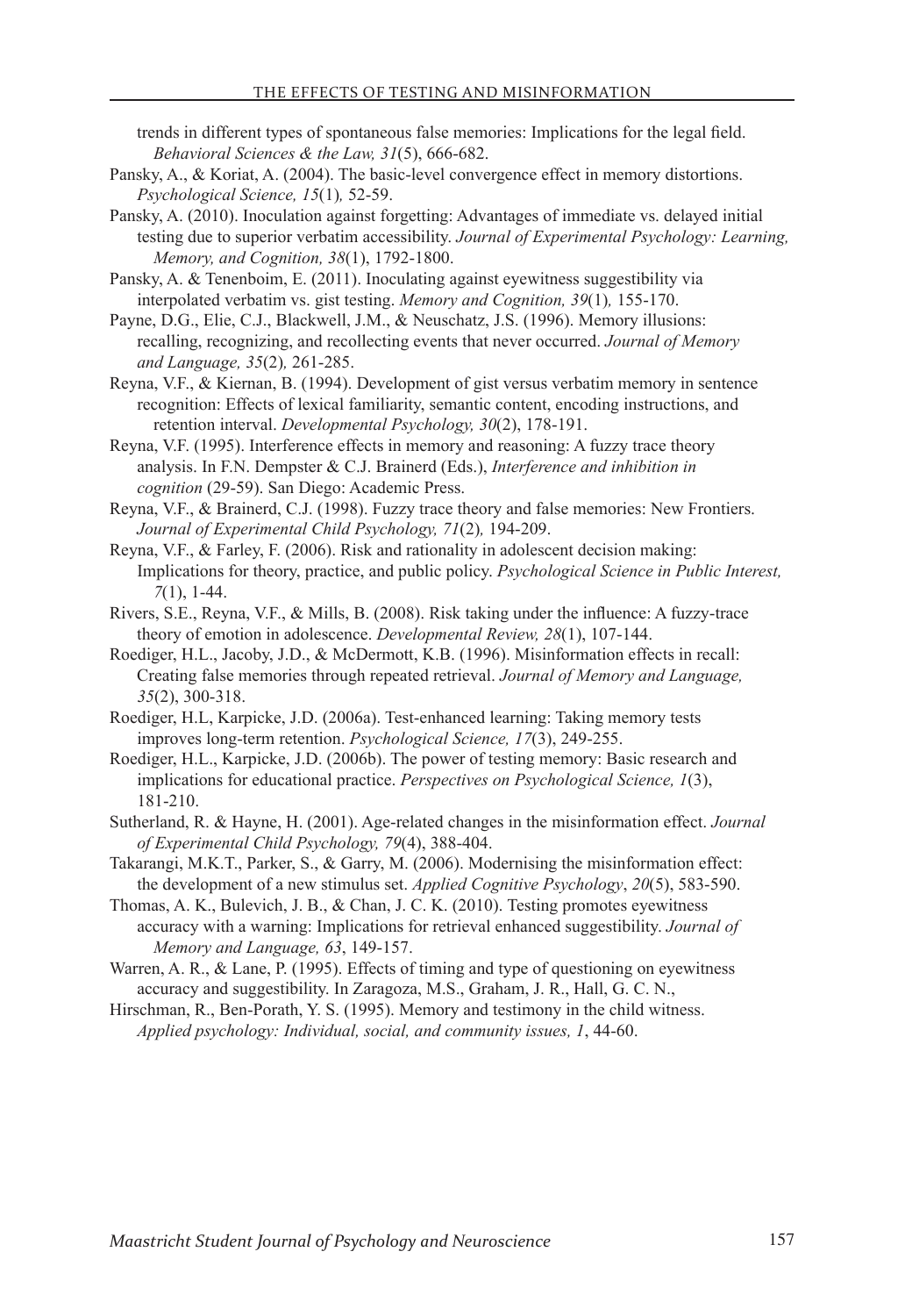trends in different types of spontaneous false memories: Implications for the legal field. *Behavioral Sciences & the Law, 31*(5), 666-682.

Pansky, A., & Koriat, A. (2004). The basic-level convergence effect in memory distortions. *Psychological Science, 15*(1)*,* 52-59.

Pansky, A. (2010). Inoculation against forgetting: Advantages of immediate vs. delayed initial testing due to superior verbatim accessibility. *Journal of Experimental Psychology: Learning, Memory, and Cognition, 38*(1), 1792-1800.

Pansky, A. & Tenenboim, E. (2011). Inoculating against eyewitness suggestibility via interpolated verbatim vs. gist testing. *Memory and Cognition, 39*(1)*,* 155-170.

Payne, D.G., Elie, C.J., Blackwell, J.M., & Neuschatz, J.S. (1996). Memory illusions: recalling, recognizing, and recollecting events that never occurred. *Journal of Memory and Language, 35*(2)*,* 261-285.

Reyna, V.F., & Kiernan, B. (1994). Development of gist versus verbatim memory in sentence recognition: Effects of lexical familiarity, semantic content, encoding instructions, and retention interval. *Developmental Psychology, 30*(2), 178-191.

Reyna, V.F. (1995). Interference effects in memory and reasoning: A fuzzy trace theory analysis. In F.N. Dempster & C.J. Brainerd (Eds.), *Interference and inhibition in cognition* (29-59). San Diego: Academic Press.

Reyna, V.F., & Brainerd, C.J. (1998). Fuzzy trace theory and false memories: New Frontiers. *Journal of Experimental Child Psychology, 71*(2)*,* 194-209.

Reyna, V.F., & Farley, F. (2006). Risk and rationality in adolescent decision making: Implications for theory, practice, and public policy. *Psychological Science in Public Interest, 7*(1), 1-44.

Rivers, S.E., Reyna, V.F., & Mills, B. (2008). Risk taking under the influence: A fuzzy-trace theory of emotion in adolescence. *Developmental Review, 28*(1), 107-144.

Roediger, H.L., Jacoby, J.D., & McDermott, K.B. (1996). Misinformation effects in recall: Creating false memories through repeated retrieval. *Journal of Memory and Language, 35*(2), 300-318.

Roediger, H.L, Karpicke, J.D. (2006a). Test-enhanced learning: Taking memory tests improves long-term retention. *Psychological Science, 17*(3), 249-255.

Roediger, H.L., Karpicke, J.D. (2006b). The power of testing memory: Basic research and implications for educational practice. *Perspectives on Psychological Science, 1*(3), 181-210.

Sutherland, R. & Hayne, H. (2001). Age-related changes in the misinformation effect. *Journal of Experimental Child Psychology, 79*(4), 388-404.

Takarangi, M.K.T., Parker, S., & Garry, M. (2006). Modernising the misinformation effect: the development of a new stimulus set. *Applied Cognitive Psychology*, *20*(5), 583-590.

Thomas, A. K., Bulevich, J. B., & Chan, J. C. K. (2010). Testing promotes eyewitness accuracy with a warning: Implications for retrieval enhanced suggestibility. *Journal of Memory and Language, 63*, 149-157.

Warren, A. R., & Lane, P. (1995). Effects of timing and type of questioning on eyewitness accuracy and suggestibility. In Zaragoza, M.S., Graham, J. R., Hall, G. C. N.,

Hirschman, R., Ben-Porath, Y. S. (1995). Memory and testimony in the child witness. *Applied psychology: Individual, social, and community issues, 1*, 44-60.